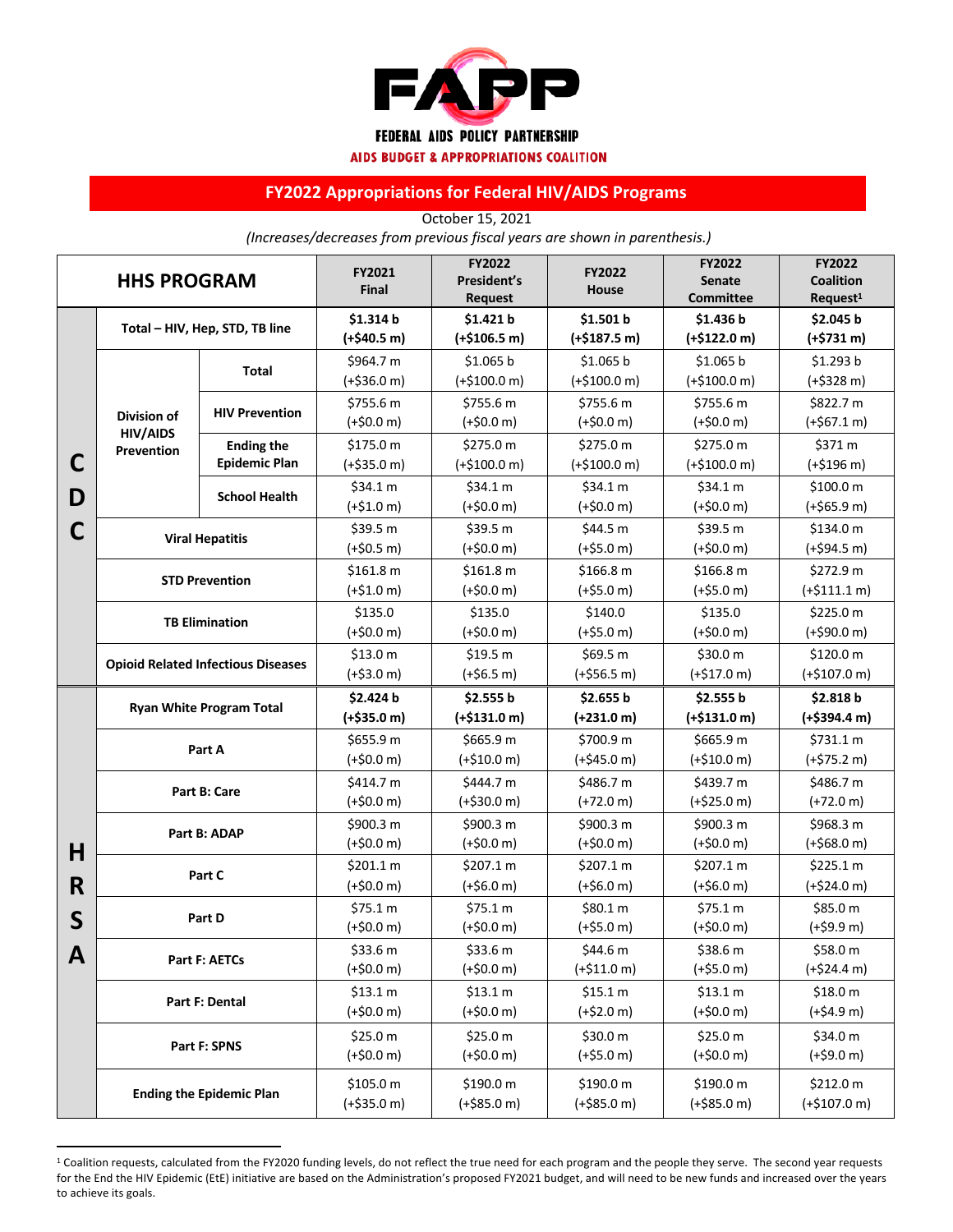# FAPP

**FEDERAL AIDS POLICY PARTNERSHIP**

**AIDS BUDGET & APPROPRIATIONS COALITION**

## FY2022 Appropriations for Federal HIV/AIDS Programs

October 15, 2021

*(Increases/decreases from previous fiscal years are shown in parenthesis.)*

| HHS PROGRAM | | | FY2021 Final | FY2022 President's Request | FY2022 House | FY2022 Senate Committee | FY2022 Coalition Request[1] |
|---|---|---|---|---|---|---|---|
| **CDC** | **Total – HIV, Hep, STD, TB line** | | **$1.314 b (+$40.5 m)** | **$1.421 b (+$106.5 m)** | **$1.501 b (+$187.5 m)** | **$1.436 b (+$122.0 m)** | **$2.045 b (+$731 m)** |
| | **Division of HIV/AIDS Prevention** | **Total** | $964.7 m (+$36.0 m) | $1.065 b (+$100.0 m) | $1.065 b (+$100.0 m) | $1.065 b (+$100.0 m) | $1.293 b (+$328 m) |
| | | **HIV Prevention** | $755.6 m (+$0.0 m) | $755.6 m (+$0.0 m) | $755.6 m (+$0.0 m) | $755.6 m (+$0.0 m) | $822.7 m (+$67.1 m) |
| | | **Ending the Epidemic Plan** | $175.0 m (+$35.0 m) | $275.0 m (+$100.0 m) | $275.0 m (+$100.0 m) | $275.0 m (+$100.0 m) | $371 m (+$196 m) |
| | | **School Health** | $34.1 m (+$1.0 m) | $34.1 m (+$0.0 m) | $34.1 m (+$0.0 m) | $34.1 m (+$0.0 m) | $100.0 m (+$65.9 m) |
| | **Viral Hepatitis** | | $39.5 m (+$0.5 m) | $39.5 m (+$0.0 m) | $44.5 m (+$5.0 m) | $39.5 m (+$0.0 m) | $134.0 m (+$94.5 m) |
| | **STD Prevention** | | $161.8 m (+$1.0 m) | $161.8 m (+$0.0 m) | $166.8 m (+$5.0 m) | $166.8 m (+$5.0 m) | $272.9 m (+$111.1 m) |
| | **TB Elimination** | | $135.0 (+$0.0 m) | $135.0 (+$0.0 m) | $140.0 (+$5.0 m) | $135.0 (+$0.0 m) | $225.0 m (+$90.0 m) |
| | **Opioid Related Infectious Diseases** | | $13.0 m (+$3.0 m) | $19.5 m (+$6.5 m) | $69.5 m (+$56.5 m) | $30.0 m (+$17.0 m) | $120.0 m (+$107.0 m) |
| **HRSA** | **Ryan White Program Total** | | **$2.424 b (+$35.0 m)** | **$2.555 b (+$131.0 m)** | **$2.655 b (+231.0 m)** | **$2.555 b (+$131.0 m)** | **$2.818 b (+$394.4 m)** |
| | **Part A** | | $655.9 m (+$0.0 m) | $665.9 m (+$10.0 m) | $700.9 m (+$45.0 m) | $665.9 m (+$10.0 m) | $731.1 m (+$75.2 m) |
| | **Part B: Care** | | $414.7 m (+$0.0 m) | $444.7 m (+$30.0 m) | $486.7 m (+72.0 m) | $439.7 m (+$25.0 m) | $486.7 m (+72.0 m) |
| | **Part B: ADAP** | | $900.3 m (+$0.0 m) | $900.3 m (+$0.0 m) | $900.3 m (+$0.0 m) | $900.3 m (+$0.0 m) | $968.3 m (+$68.0 m) |
| | **Part C** | | $201.1 m (+$0.0 m) | $207.1 m (+$6.0 m) | $207.1 m (+$6.0 m) | $207.1 m (+$6.0 m) | $225.1 m (+$24.0 m) |
| | **Part D** | | $75.1 m (+$0.0 m) | $75.1 m (+$0.0 m) | $80.1 m (+$5.0 m) | $75.1 m (+$0.0 m) | $85.0 m (+$9.9 m) |
| | **Part F: AETCs** | | $33.6 m (+$0.0 m) | $33.6 m (+$0.0 m) | $44.6 m (+$11.0 m) | $38.6 m (+$5.0 m) | $58.0 m (+$24.4 m) |
| | **Part F: Dental** | | $13.1 m (+$0.0 m) | $13.1 m (+$0.0 m) | $15.1 m (+$2.0 m) | $13.1 m (+$0.0 m) | $18.0 m (+$4.9 m) |
| | **Part F: SPNS** | | $25.0 m (+$0.0 m) | $25.0 m (+$0.0 m) | $30.0 m (+$5.0 m) | $25.0 m (+$0.0 m) | $34.0 m (+$9.0 m) |
| | **Ending the Epidemic Plan** | | $105.0 m (+$35.0 m) | $190.0 m (+$85.0 m) | $190.0 m (+$85.0 m) | $190.0 m (+$85.0 m) | $212.0 m (+$107.0 m) |

[1] Coalition requests, calculated from the FY2020 funding levels, do not reflect the true need for each program and the people they serve. The second year requests for the End the HIV Epidemic (EtE) initiative are based on the Administration's proposed FY2021 budget, and will need to be new funds and increased over the years to achieve its goals.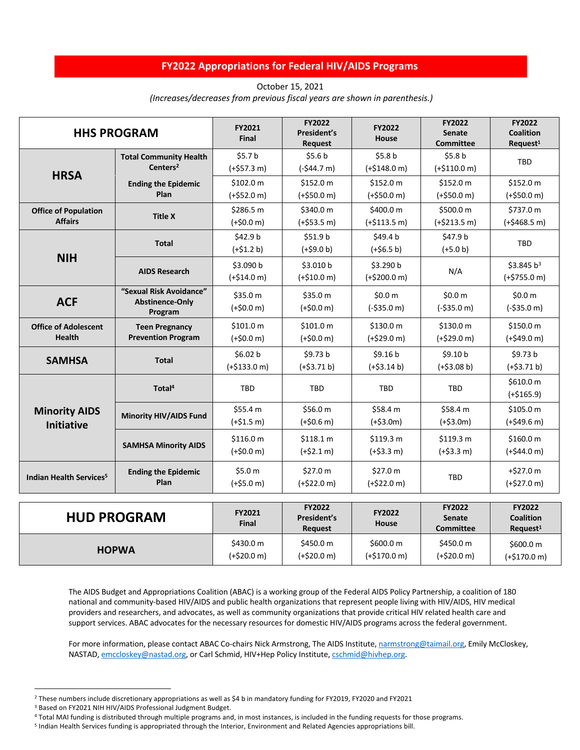## FY2022 Appropriations for Federal HIV/AIDS Programs

October 15, 2021

*(Increases/decreases from previous fiscal years are shown in parenthesis.)*

| HHS PROGRAM | | FY2021 Final | FY2022 President's Request | FY2022 House | FY2022 Senate Committee | FY2022 Coalition Request[1] |
|---|---|---|---|---|---|---|
| HRSA | Total Community Health Centers[2] | $5.7 b (+$57.3 m) | $5.6 b (-$44.7 m) | $5.8 b (+$148.0 m) | $5.8 b (+$110.0 m) | TBD |
| | Ending the Epidemic Plan | $102.0 m (+$52.0 m) | $152.0 m (+$50.0 m) | $152.0 m (+$50.0 m) | $152.0 m (+$50.0 m) | $152.0 m (+$50.0 m) |
| Office of Population Affairs | Title X | $286.5 m (+$0.0 m) | $340.0 m (+$53.5 m) | $400.0 m (+$113.5 m) | $500.0 m (+$213.5 m) | $737.0 m (+$468.5 m) |
| NIH | Total | $42.9 b (+$1.2 b) | $51.9 b (+$9.0 b) | $49.4 b (+$6.5 b) | $47.9 b (+5.0 b) | TBD |
| | AIDS Research | $3.090 b (+$14.0 m) | $3.010 b (+$10.0 m) | $3.290 b (+$200.0 m) | N/A | $3.845 b[3] (+$755.0 m) |
| ACF | "Sexual Risk Avoidance" Abstinence-Only Program | $35.0 m (+$0.0 m) | $35.0 m (+$0.0 m) | $0.0 m (-$35.0 m) | $0.0 m (-$35.0 m) | $0.0 m (-$35.0 m) |
| Office of Adolescent Health | Teen Pregnancy Prevention Program | $101.0 m (+$0.0 m) | $101.0 m (+$0.0 m) | $130.0 m (+$29.0 m) | $130.0 m (+$29.0 m) | $150.0 m (+$49.0 m) |
| SAMHSA | Total | $6.02 b (+$133.0 m) | $9.73 b (+$3.71 b) | $9.16 b (+$3.14 b) | $9.10 b (+$3.08 b) | $9.73 b (+$3.71 b) |
| Minority AIDS Initiative | Total[4] | TBD | TBD | TBD | TBD | $610.0 m (+$165.9) |
| | Minority HIV/AIDS Fund | $55.4 m (+$1.5 m) | $56.0 m (+$0.6 m) | $58.4 m (+$3.0m) | $58.4 m (+$3.0m) | $105.0 m (+$49.6 m) |
| | SAMHSA Minority AIDS | $116.0 m (+$0.0 m) | $118.1 m (+$2.1 m) | $119.3 m (+$3.3 m) | $119.3 m (+$3.3 m) | $160.0 m (+$44.0 m) |
| Indian Health Services[5] | Ending the Epidemic Plan | $5.0 m (+$5.0 m) | $27.0 m (+$22.0 m) | $27.0 m (+$22.0 m) | TBD | +$27.0 m (+$27.0 m) |

| HUD PROGRAM | FY2021 Final | FY2022 President's Request | FY2022 House | FY2022 Senate Committee | FY2022 Coalition Request[1] |
|---|---|---|---|---|---|
| HOPWA | $430.0 m (+$20.0 m) | $450.0 m (+$20.0 m) | $600.0 m (+$170.0 m) | $450.0 m (+$20.0 m) | $600.0 m (+$170.0 m) |

The AIDS Budget and Appropriations Coalition (ABAC) is a working group of the Federal AIDS Policy Partnership, a coalition of 180 national and community-based HIV/AIDS and public health organizations that represent people living with HIV/AIDS, HIV medical providers and researchers, and advocates, as well as community organizations that provide critical HIV related health care and support services. ABAC advocates for the necessary resources for domestic HIV/AIDS programs across the federal government.

For more information, please contact ABAC Co-chairs Nick Armstrong, The AIDS Institute, narmstrong@taimail.org, Emily McCloskey, NASTAD, emccloskey@nastad.org, or Carl Schmid, HIV+Hep Policy Institute, cschmid@hivhep.org.

---

[2] These numbers include discretionary appropriations as well as $4 b in mandatory funding for FY2019, FY2020 and FY2021

[3] Based on FY2021 NIH HIV/AIDS Professional Judgment Budget.

[4] Total MAI funding is distributed through multiple programs and, in most instances, is included in the funding requests for those programs.

[5] Indian Health Services funding is appropriated through the Interior, Environment and Related Agencies appropriations bill.